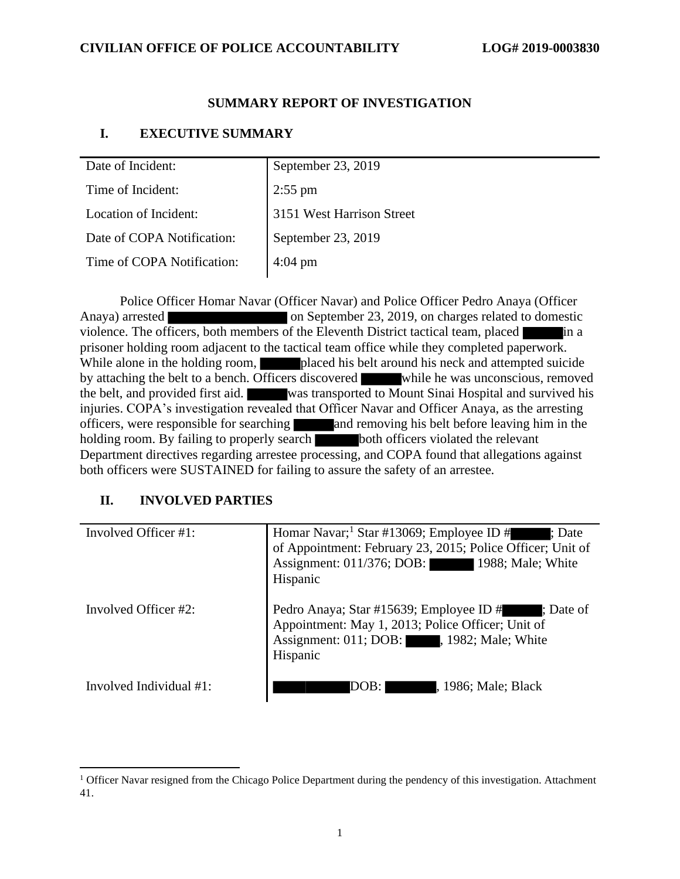# SUMMARY REPORT OF INVESTIGATION

## I. EXECUTIVE SUMMARY

| | |
|---|---|
| Date of Incident: | September 23, 2019 |
| Time of Incident: | 2:55 pm |
| Location of Incident: | 3151 West Harrison Street |
| Date of COPA Notification: | September 23, 2019 |
| Time of COPA Notification: | 4:04 pm |

Police Officer Homar Navar (Officer Navar) and Police Officer Pedro Anaya (Officer Anaya) arrested ██████████ on September 23, 2019, on charges related to domestic violence. The officers, both members of the Eleventh District tactical team, placed ████ in a prisoner holding room adjacent to the tactical team office while they completed paperwork. While alone in the holding room, ████ placed his belt around his neck and attempted suicide by attaching the belt to a bench. Officers discovered ████ while he was unconscious, removed the belt, and provided first aid. ████ was transported to Mount Sinai Hospital and survived his injuries. COPA's investigation revealed that Officer Navar and Officer Anaya, as the arresting officers, were responsible for searching ████ and removing his belt before leaving him in the holding room. By failing to properly search ████ both officers violated the relevant Department directives regarding arrestee processing, and COPA found that allegations against both officers were SUSTAINED for failing to assure the safety of an arrestee.

## II. INVOLVED PARTIES

| | |
|---|---|
| Involved Officer #1: | Homar Navar;[1] Star #13069; Employee ID #████; Date of Appointment: February 23, 2015; Police Officer; Unit of Assignment: 011/376; DOB: ████ 1988; Male; White Hispanic |
| Involved Officer #2: | Pedro Anaya; Star #15639; Employee ID #████; Date of Appointment: May 1, 2013; Police Officer; Unit of Assignment: 011; DOB: ████, 1982; Male; White Hispanic |
| Involved Individual #1: | ████████ DOB: ████, 1986; Male; Black |

[1] Officer Navar resigned from the Chicago Police Department during the pendency of this investigation. Attachment 41.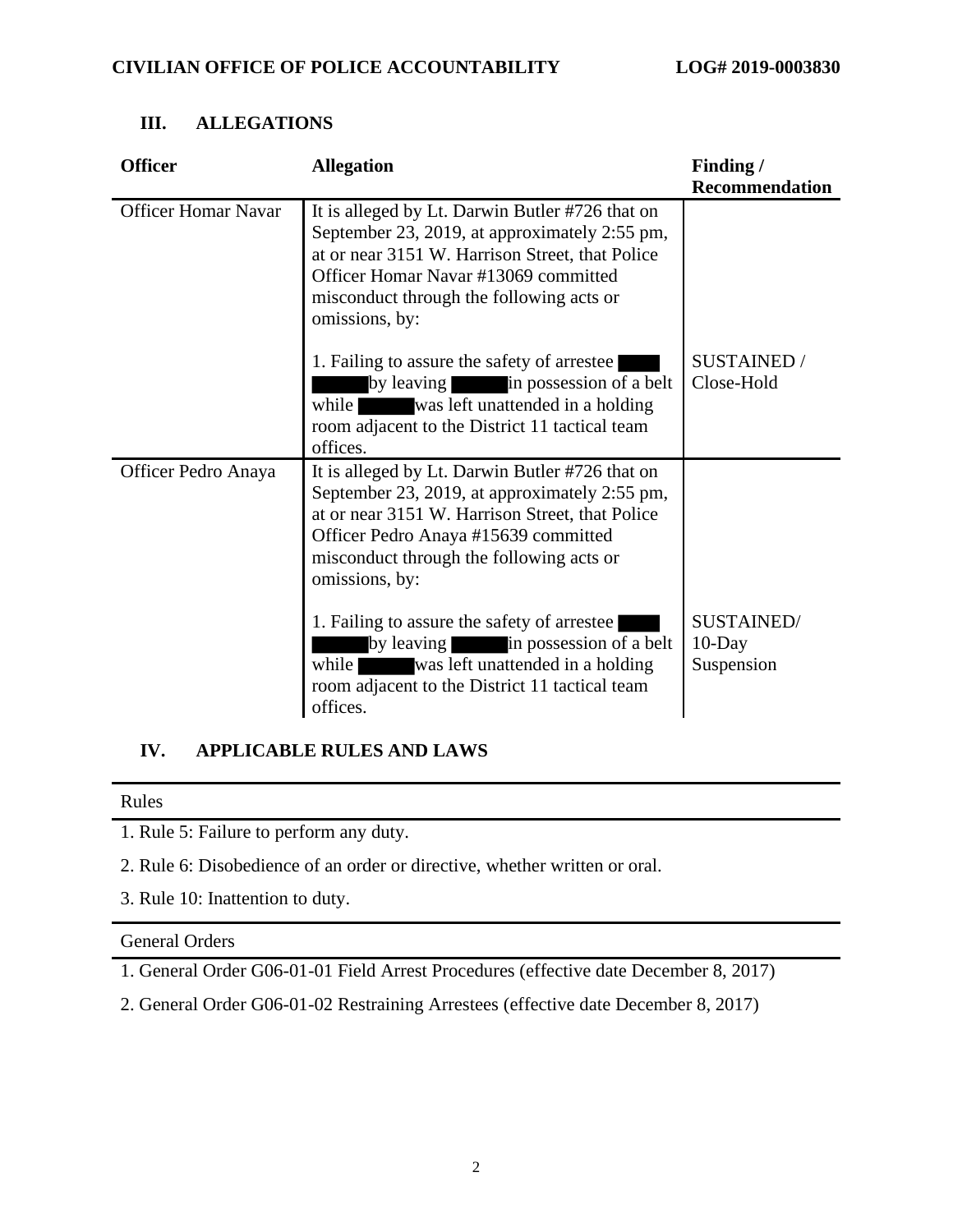## III. ALLEGATIONS

| Officer | Allegation | Finding / Recommendation |
|---|---|---|
| Officer Homar Navar | It is alleged by Lt. Darwin Butler #726 that on September 23, 2019, at approximately 2:55 pm, at or near 3151 W. Harrison Street, that Police Officer Homar Navar #13069 committed misconduct through the following acts or omissions, by: | |
| | 1. Failing to assure the safety of arrestee ██████ by leaving ████ in possession of a belt while ████ was left unattended in a holding room adjacent to the District 11 tactical team offices. | SUSTAINED / Close-Hold |
| Officer Pedro Anaya | It is alleged by Lt. Darwin Butler #726 that on September 23, 2019, at approximately 2:55 pm, at or near 3151 W. Harrison Street, that Police Officer Pedro Anaya #15639 committed misconduct through the following acts or omissions, by: | |
| | 1. Failing to assure the safety of arrestee ██████ by leaving ████ in possession of a belt while ████ was left unattended in a holding room adjacent to the District 11 tactical team offices. | SUSTAINED/ 10-Day Suspension |

## IV. APPLICABLE RULES AND LAWS

| Rules |
|---|
| 1. Rule 5: Failure to perform any duty. |
| 2. Rule 6: Disobedience of an order or directive, whether written or oral. |
| 3. Rule 10: Inattention to duty. |

| General Orders |
|---|
| 1. General Order G06-01-01 Field Arrest Procedures (effective date December 8, 2017) |
| 2. General Order G06-01-02 Restraining Arrestees (effective date December 8, 2017) |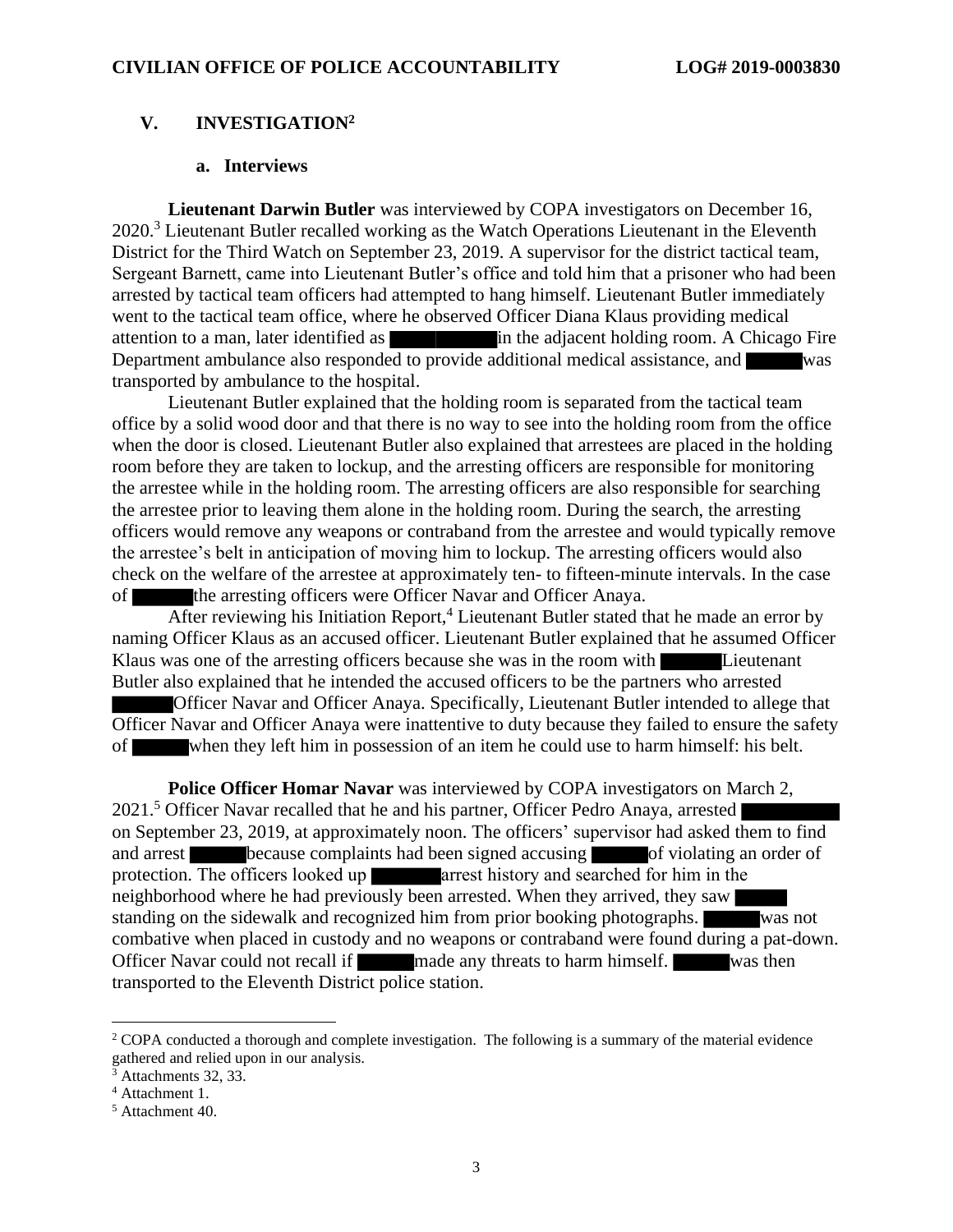## V. INVESTIGATION[2]

### a. Interviews

**Lieutenant Darwin Butler** was interviewed by COPA investigators on December 16, 2020.[3] Lieutenant Butler recalled working as the Watch Operations Lieutenant in the Eleventh District for the Third Watch on September 23, 2019. A supervisor for the district tactical team, Sergeant Barnett, came into Lieutenant Butler's office and told him that a prisoner who had been arrested by tactical team officers had attempted to hang himself. Lieutenant Butler immediately went to the tactical team office, where he observed Officer Diana Klaus providing medical attention to a man, later identified as ██████ in the adjacent holding room. A Chicago Fire Department ambulance also responded to provide additional medical assistance, and ██████ was transported by ambulance to the hospital.

Lieutenant Butler explained that the holding room is separated from the tactical team office by a solid wood door and that there is no way to see into the holding room from the office when the door is closed. Lieutenant Butler also explained that arrestees are placed in the holding room before they are taken to lockup, and the arresting officers are responsible for monitoring the arrestee while in the holding room. The arresting officers are also responsible for searching the arrestee prior to leaving them alone in the holding room. During the search, the arresting officers would remove any weapons or contraband from the arrestee and would typically remove the arrestee's belt in anticipation of moving him to lockup. The arresting officers would also check on the welfare of the arrestee at approximately ten- to fifteen-minute intervals. In the case of ██████ the arresting officers were Officer Navar and Officer Anaya.

After reviewing his Initiation Report,[4] Lieutenant Butler stated that he made an error by naming Officer Klaus as an accused officer. Lieutenant Butler explained that he assumed Officer Klaus was one of the arresting officers because she was in the room with ██████ Lieutenant Butler also explained that he intended the accused officers to be the partners who arrested ██████ Officer Navar and Officer Anaya. Specifically, Lieutenant Butler intended to allege that Officer Navar and Officer Anaya were inattentive to duty because they failed to ensure the safety of ██████ when they left him in possession of an item he could use to harm himself: his belt.

**Police Officer Homar Navar** was interviewed by COPA investigators on March 2, 2021.[5] Officer Navar recalled that he and his partner, Officer Pedro Anaya, arrested ██████ on September 23, 2019, at approximately noon. The officers' supervisor had asked them to find and arrest ██████ because complaints had been signed accusing ██████ of violating an order of protection. The officers looked up ██████ arrest history and searched for him in the neighborhood where he had previously been arrested. When they arrived, they saw ██████ standing on the sidewalk and recognized him from prior booking photographs. ██████ was not combative when placed in custody and no weapons or contraband were found during a pat-down. Officer Navar could not recall if ██████ made any threats to harm himself. ██████ was then transported to the Eleventh District police station.

---

[2] COPA conducted a thorough and complete investigation. The following is a summary of the material evidence gathered and relied upon in our analysis.

[3] Attachments 32, 33.

[4] Attachment 1.

[5] Attachment 40.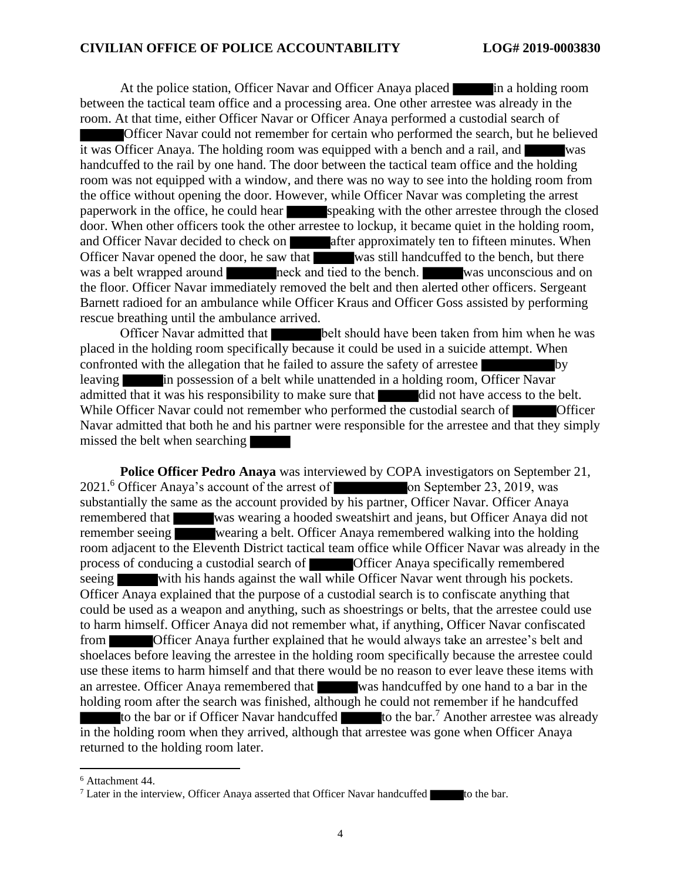At the police station, Officer Navar and Officer Anaya placed ██████ in a holding room between the tactical team office and a processing area. One other arrestee was already in the room. At that time, either Officer Navar or Officer Anaya performed a custodial search of ██████ Officer Navar could not remember for certain who performed the search, but he believed it was Officer Anaya. The holding room was equipped with a bench and a rail, and ██████ was handcuffed to the rail by one hand. The door between the tactical team office and the holding room was not equipped with a window, and there was no way to see into the holding room from the office without opening the door. However, while Officer Navar was completing the arrest paperwork in the office, he could hear ██████ speaking with the other arrestee through the closed door. When other officers took the other arrestee to lockup, it became quiet in the holding room, and Officer Navar decided to check on ██████ after approximately ten to fifteen minutes. When Officer Navar opened the door, he saw that ██████ was still handcuffed to the bench, but there was a belt wrapped around ██████ neck and tied to the bench. ██████ was unconscious and on the floor. Officer Navar immediately removed the belt and then alerted other officers. Sergeant Barnett radioed for an ambulance while Officer Kraus and Officer Goss assisted by performing rescue breathing until the ambulance arrived.

Officer Navar admitted that ██████ belt should have been taken from him when he was placed in the holding room specifically because it could be used in a suicide attempt. When confronted with the allegation that he failed to assure the safety of arrestee ██████ by leaving ██████ in possession of a belt while unattended in a holding room, Officer Navar admitted that it was his responsibility to make sure that ██████ did not have access to the belt. While Officer Navar could not remember who performed the custodial search of ██████ Officer Navar admitted that both he and his partner were responsible for the arrestee and that they simply missed the belt when searching ██████

**Police Officer Pedro Anaya** was interviewed by COPA investigators on September 21, 2021.[6] Officer Anaya's account of the arrest of ██████ on September 23, 2019, was substantially the same as the account provided by his partner, Officer Navar. Officer Anaya remembered that ██████ was wearing a hooded sweatshirt and jeans, but Officer Anaya did not remember seeing ██████ wearing a belt. Officer Anaya remembered walking into the holding room adjacent to the Eleventh District tactical team office while Officer Navar was already in the process of conducing a custodial search of ██████ Officer Anaya specifically remembered seeing ██████ with his hands against the wall while Officer Navar went through his pockets. Officer Anaya explained that the purpose of a custodial search is to confiscate anything that could be used as a weapon and anything, such as shoestrings or belts, that the arrestee could use to harm himself. Officer Anaya did not remember what, if anything, Officer Navar confiscated from ██████ Officer Anaya further explained that he would always take an arrestee's belt and shoelaces before leaving the arrestee in the holding room specifically because the arrestee could use these items to harm himself and that there would be no reason to ever leave these items with an arrestee. Officer Anaya remembered that ██████ was handcuffed by one hand to a bar in the holding room after the search was finished, although he could not remember if he handcuffed ██████ to the bar or if Officer Navar handcuffed ██████ to the bar.[7] Another arrestee was already in the holding room when they arrived, although that arrestee was gone when Officer Anaya returned to the holding room later.

---

[6] Attachment 44.

[7] Later in the interview, Officer Anaya asserted that Officer Navar handcuffed ██████ to the bar.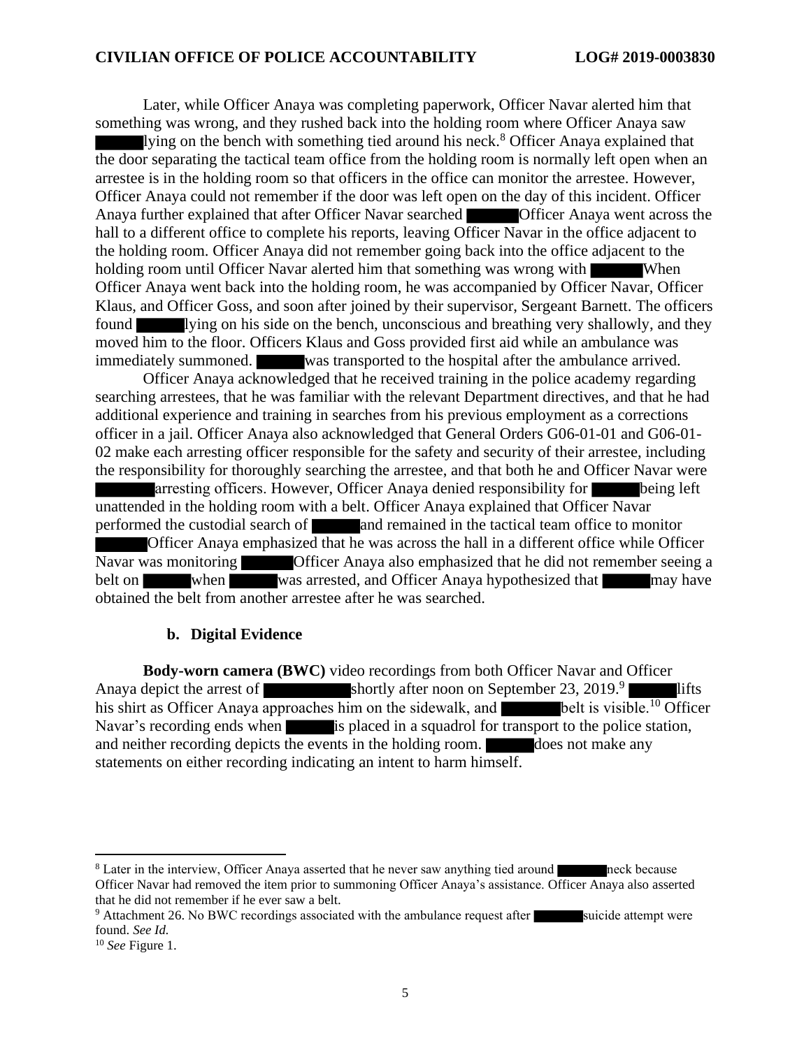Later, while Officer Anaya was completing paperwork, Officer Navar alerted him that something was wrong, and they rushed back into the holding room where Officer Anaya saw ██████ lying on the bench with something tied around his neck.[8] Officer Anaya explained that the door separating the tactical team office from the holding room is normally left open when an arrestee is in the holding room so that officers in the office can monitor the arrestee. However, Officer Anaya could not remember if the door was left open on the day of this incident. Officer Anaya further explained that after Officer Navar searched ██████ Officer Anaya went across the hall to a different office to complete his reports, leaving Officer Navar in the office adjacent to the holding room. Officer Anaya did not remember going back into the office adjacent to the holding room until Officer Navar alerted him that something was wrong with ██████ When Officer Anaya went back into the holding room, he was accompanied by Officer Navar, Officer Klaus, and Officer Goss, and soon after joined by their supervisor, Sergeant Barnett. The officers found ██████ lying on his side on the bench, unconscious and breathing very shallowly, and they moved him to the floor. Officers Klaus and Goss provided first aid while an ambulance was immediately summoned. ██████ was transported to the hospital after the ambulance arrived.

Officer Anaya acknowledged that he received training in the police academy regarding searching arrestees, that he was familiar with the relevant Department directives, and that he had additional experience and training in searches from his previous employment as a corrections officer in a jail. Officer Anaya also acknowledged that General Orders G06-01-01 and G06-01-02 make each arresting officer responsible for the safety and security of their arrestee, including the responsibility for thoroughly searching the arrestee, and that both he and Officer Navar were ██████ arresting officers. However, Officer Anaya denied responsibility for ██████ being left unattended in the holding room with a belt. Officer Anaya explained that Officer Navar performed the custodial search of ██████ and remained in the tactical team office to monitor ██████ Officer Anaya emphasized that he was across the hall in a different office while Officer Navar was monitoring ██████ Officer Anaya also emphasized that he did not remember seeing a belt on ██████ when ██████ was arrested, and Officer Anaya hypothesized that ██████ may have obtained the belt from another arrestee after he was searched.

### b. Digital Evidence

**Body-worn camera (BWC)** video recordings from both Officer Navar and Officer Anaya depict the arrest of ██████████ shortly after noon on September 23, 2019.[9] ██████ lifts his shirt as Officer Anaya approaches him on the sidewalk, and ███████ belt is visible.[10] Officer Navar's recording ends when ██████ is placed in a squadrol for transport to the police station, and neither recording depicts the events in the holding room. ██████ does not make any statements on either recording indicating an intent to harm himself.

---

[8] Later in the interview, Officer Anaya asserted that he never saw anything tied around ███████ neck because Officer Navar had removed the item prior to summoning Officer Anaya's assistance. Officer Anaya also asserted that he did not remember if he ever saw a belt.

[9] Attachment 26. No BWC recordings associated with the ambulance request after ███████ suicide attempt were found. *See Id.*

[10] *See* Figure 1.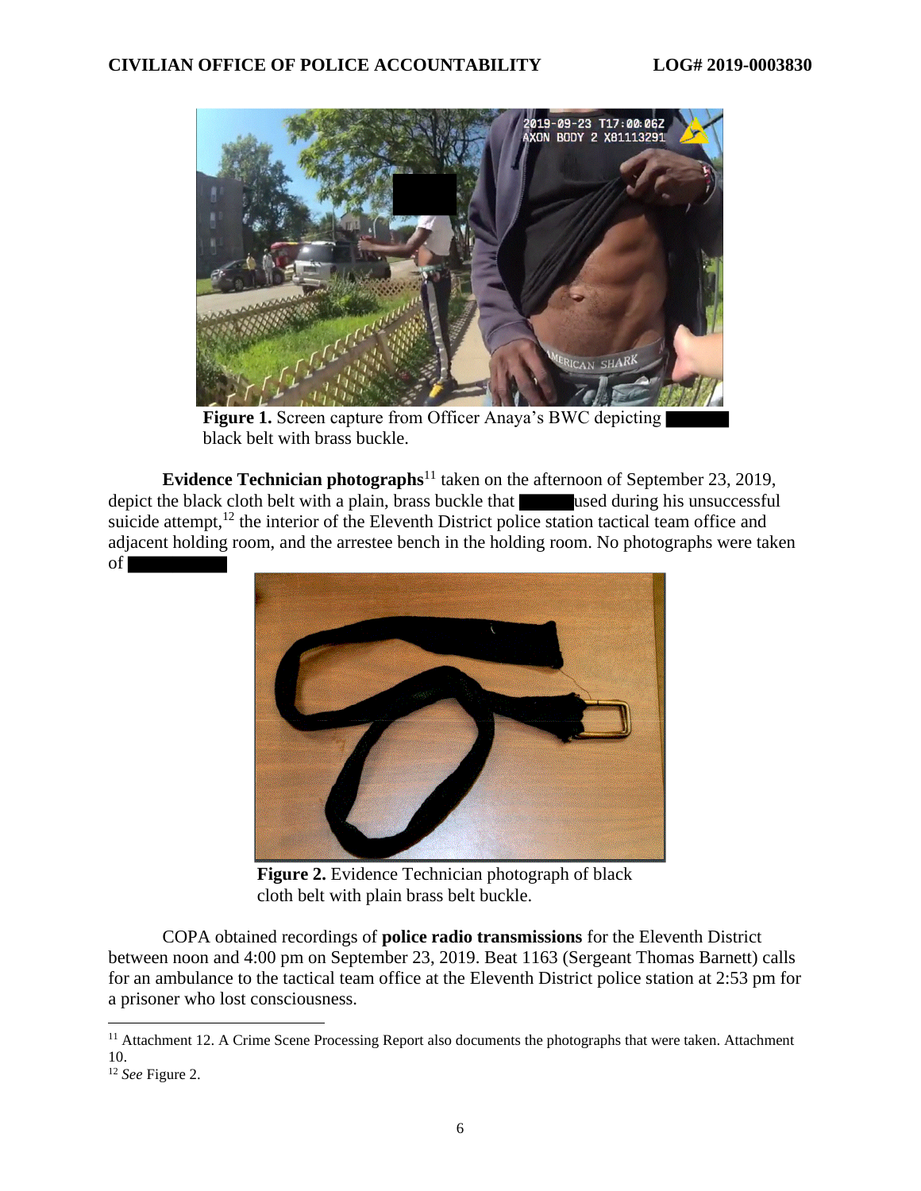Figure 1. Screen capture from Officer Anaya's BWC depicting black belt with brass buckle.

**Evidence Technician photographs**[11] taken on the afternoon of September 23, 2019, depict the black cloth belt with a plain, brass buckle that used during his unsuccessful suicide attempt,[12] the interior of the Eleventh District police station tactical team office and adjacent holding room, and the arrestee bench in the holding room. No photographs were taken of

Figure 2. Evidence Technician photograph of black cloth belt with plain brass belt buckle.

COPA obtained recordings of **police radio transmissions** for the Eleventh District between noon and 4:00 pm on September 23, 2019. Beat 1163 (Sergeant Thomas Barnett) calls for an ambulance to the tactical team office at the Eleventh District police station at 2:53 pm for a prisoner who lost consciousness.

---

[11] Attachment 12. A Crime Scene Processing Report also documents the photographs that were taken. Attachment 10.

[12] *See* Figure 2.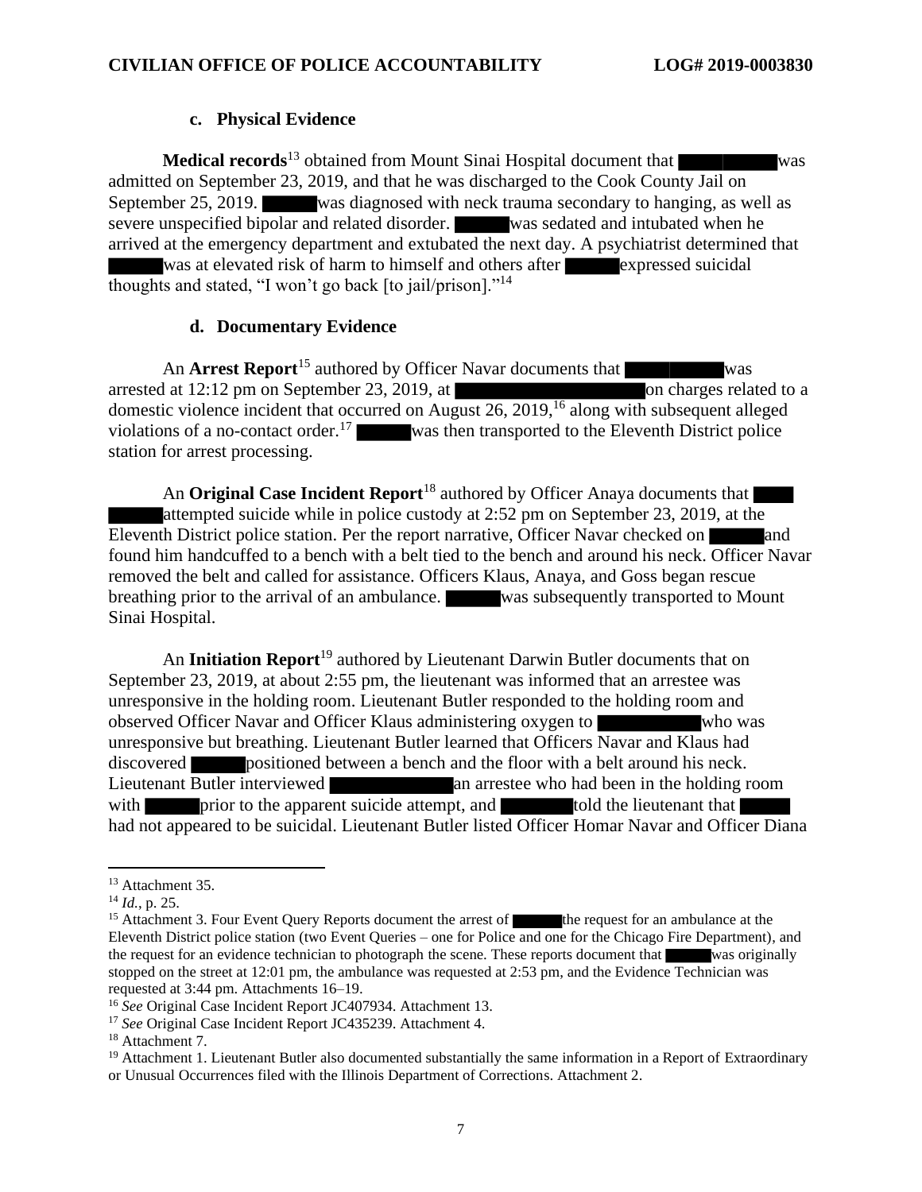### c. Physical Evidence

**Medical records**[13] obtained from Mount Sinai Hospital document that ████ was admitted on September 23, 2019, and that he was discharged to the Cook County Jail on September 25, 2019. ████ was diagnosed with neck trauma secondary to hanging, as well as severe unspecified bipolar and related disorder. ████ was sedated and intubated when he arrived at the emergency department and extubated the next day. A psychiatrist determined that ████ was at elevated risk of harm to himself and others after ████ expressed suicidal thoughts and stated, "I won't go back [to jail/prison]."[14]

### d. Documentary Evidence

An **Arrest Report**[15] authored by Officer Navar documents that ████ was arrested at 12:12 pm on September 23, 2019, at ████ on charges related to a domestic violence incident that occurred on August 26, 2019,[16] along with subsequent alleged violations of a no-contact order.[17] ████ was then transported to the Eleventh District police station for arrest processing.

An **Original Case Incident Report**[18] authored by Officer Anaya documents that ████ attempted suicide while in police custody at 2:52 pm on September 23, 2019, at the Eleventh District police station. Per the report narrative, Officer Navar checked on ████ and found him handcuffed to a bench with a belt tied to the bench and around his neck. Officer Navar removed the belt and called for assistance. Officers Klaus, Anaya, and Goss began rescue breathing prior to the arrival of an ambulance. ████ was subsequently transported to Mount Sinai Hospital.

An **Initiation Report**[19] authored by Lieutenant Darwin Butler documents that on September 23, 2019, at about 2:55 pm, the lieutenant was informed that an arrestee was unresponsive in the holding room. Lieutenant Butler responded to the holding room and observed Officer Navar and Officer Klaus administering oxygen to ████ who was unresponsive but breathing. Lieutenant Butler learned that Officers Navar and Klaus had discovered ████ positioned between a bench and the floor with a belt around his neck. Lieutenant Butler interviewed ████ an arrestee who had been in the holding room with ████ prior to the apparent suicide attempt, and ████ told the lieutenant that ████ had not appeared to be suicidal. Lieutenant Butler listed Officer Homar Navar and Officer Diana

---

[13] Attachment 35.

[14] *Id.*, p. 25.

[15] Attachment 3. Four Event Query Reports document the arrest of ████ the request for an ambulance at the Eleventh District police station (two Event Queries – one for Police and one for the Chicago Fire Department), and the request for an evidence technician to photograph the scene. These reports document that ████ was originally stopped on the street at 12:01 pm, the ambulance was requested at 2:53 pm, and the Evidence Technician was requested at 3:44 pm. Attachments 16–19.

[16] *See* Original Case Incident Report JC407934. Attachment 13.

[17] *See* Original Case Incident Report JC435239. Attachment 4.

[18] Attachment 7.

[19] Attachment 1. Lieutenant Butler also documented substantially the same information in a Report of Extraordinary or Unusual Occurrences filed with the Illinois Department of Corrections. Attachment 2.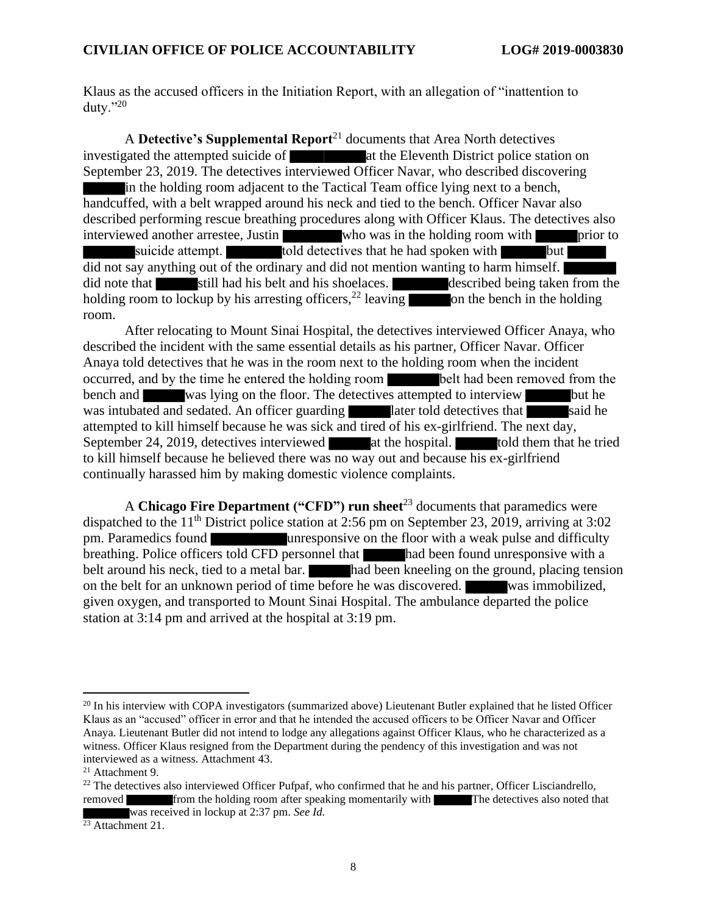Klaus as the accused officers in the Initiation Report, with an allegation of "inattention to duty."[20]

A **Detective's Supplemental Report**[21] documents that Area North detectives investigated the attempted suicide of ██████ at the Eleventh District police station on September 23, 2019. The detectives interviewed Officer Navar, who described discovering ██████ in the holding room adjacent to the Tactical Team office lying next to a bench, handcuffed, with a belt wrapped around his neck and tied to the bench. Officer Navar also described performing rescue breathing procedures along with Officer Klaus. The detectives also interviewed another arrestee, Justin ██████ who was in the holding room with ██████ prior to ██████ suicide attempt. ██████ told detectives that he had spoken with ██████ but ██████ did not say anything out of the ordinary and did not mention wanting to harm himself. ██████ did note that ██████ still had his belt and his shoelaces. ██████ described being taken from the holding room to lockup by his arresting officers,[22] leaving ██████ on the bench in the holding room.

After relocating to Mount Sinai Hospital, the detectives interviewed Officer Anaya, who described the incident with the same essential details as his partner, Officer Navar. Officer Anaya told detectives that he was in the room next to the holding room when the incident occurred, and by the time he entered the holding room ██████ belt had been removed from the bench and ██████ was lying on the floor. The detectives attempted to interview ██████ but he was intubated and sedated. An officer guarding ██████ later told detectives that ██████ said he attempted to kill himself because he was sick and tired of his ex-girlfriend. The next day, September 24, 2019, detectives interviewed ██████ at the hospital. ██████ told them that he tried to kill himself because he believed there was no way out and because his ex-girlfriend continually harassed him by making domestic violence complaints.

A **Chicago Fire Department ("CFD") run sheet**[23] documents that paramedics were dispatched to the 11th District police station at 2:56 pm on September 23, 2019, arriving at 3:02 pm. Paramedics found ██████ unresponsive on the floor with a weak pulse and difficulty breathing. Police officers told CFD personnel that ██████ had been found unresponsive with a belt around his neck, tied to a metal bar. ██████ had been kneeling on the ground, placing tension on the belt for an unknown period of time before he was discovered. ██████ was immobilized, given oxygen, and transported to Mount Sinai Hospital. The ambulance departed the police station at 3:14 pm and arrived at the hospital at 3:19 pm.

---

[20] In his interview with COPA investigators (summarized above) Lieutenant Butler explained that he listed Officer Klaus as an "accused" officer in error and that he intended the accused officers to be Officer Navar and Officer Anaya. Lieutenant Butler did not intend to lodge any allegations against Officer Klaus, who he characterized as a witness. Officer Klaus resigned from the Department during the pendency of this investigation and was not interviewed as a witness. Attachment 43.

[21] Attachment 9.

[22] The detectives also interviewed Officer Pufpaf, who confirmed that he and his partner, Officer Lisciandrello, removed ██████ from the holding room after speaking momentarily with ██████ The detectives also noted that ██████ was received in lockup at 2:37 pm. *See Id.*

[23] Attachment 21.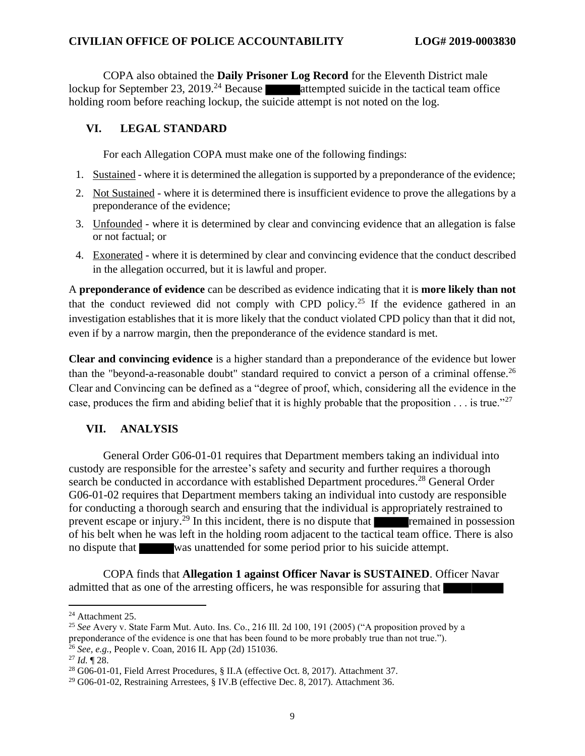COPA also obtained the **Daily Prisoner Log Record** for the Eleventh District male lockup for September 23, 2019.[24] Because ██████ attempted suicide in the tactical team office holding room before reaching lockup, the suicide attempt is not noted on the log.

## VI. LEGAL STANDARD

For each Allegation COPA must make one of the following findings:

1. Sustained - where it is determined the allegation is supported by a preponderance of the evidence;
2. Not Sustained - where it is determined there is insufficient evidence to prove the allegations by a preponderance of the evidence;
3. Unfounded - where it is determined by clear and convincing evidence that an allegation is false or not factual; or
4. Exonerated - where it is determined by clear and convincing evidence that the conduct described in the allegation occurred, but it is lawful and proper.

A **preponderance of evidence** can be described as evidence indicating that it is **more likely than not** that the conduct reviewed did not comply with CPD policy.[25] If the evidence gathered in an investigation establishes that it is more likely that the conduct violated CPD policy than that it did not, even if by a narrow margin, then the preponderance of the evidence standard is met.

**Clear and convincing evidence** is a higher standard than a preponderance of the evidence but lower than the "beyond-a-reasonable doubt" standard required to convict a person of a criminal offense.[26] Clear and Convincing can be defined as a "degree of proof, which, considering all the evidence in the case, produces the firm and abiding belief that it is highly probable that the proposition . . . is true."[27]

## VII. ANALYSIS

General Order G06-01-01 requires that Department members taking an individual into custody are responsible for the arrestee's safety and security and further requires a thorough search be conducted in accordance with established Department procedures.[28] General Order G06-01-02 requires that Department members taking an individual into custody are responsible for conducting a thorough search and ensuring that the individual is appropriately restrained to prevent escape or injury.[29] In this incident, there is no dispute that ██████ remained in possession of his belt when he was left in the holding room adjacent to the tactical team office. There is also no dispute that ██████ was unattended for some period prior to his suicide attempt.

COPA finds that **Allegation 1 against Officer Navar is SUSTAINED**. Officer Navar admitted that as one of the arresting officers, he was responsible for assuring that ██████████

---

[24] Attachment 25.

[25] *See* Avery v. State Farm Mut. Auto. Ins. Co., 216 Ill. 2d 100, 191 (2005) ("A proposition proved by a preponderance of the evidence is one that has been found to be more probably true than not true.").

[26] *See, e.g.*, People v. Coan, 2016 IL App (2d) 151036.

[27] *Id.* ¶ 28.

[28] G06-01-01, Field Arrest Procedures, § II.A (effective Oct. 8, 2017). Attachment 37.

[29] G06-01-02, Restraining Arrestees, § IV.B (effective Dec. 8, 2017). Attachment 36.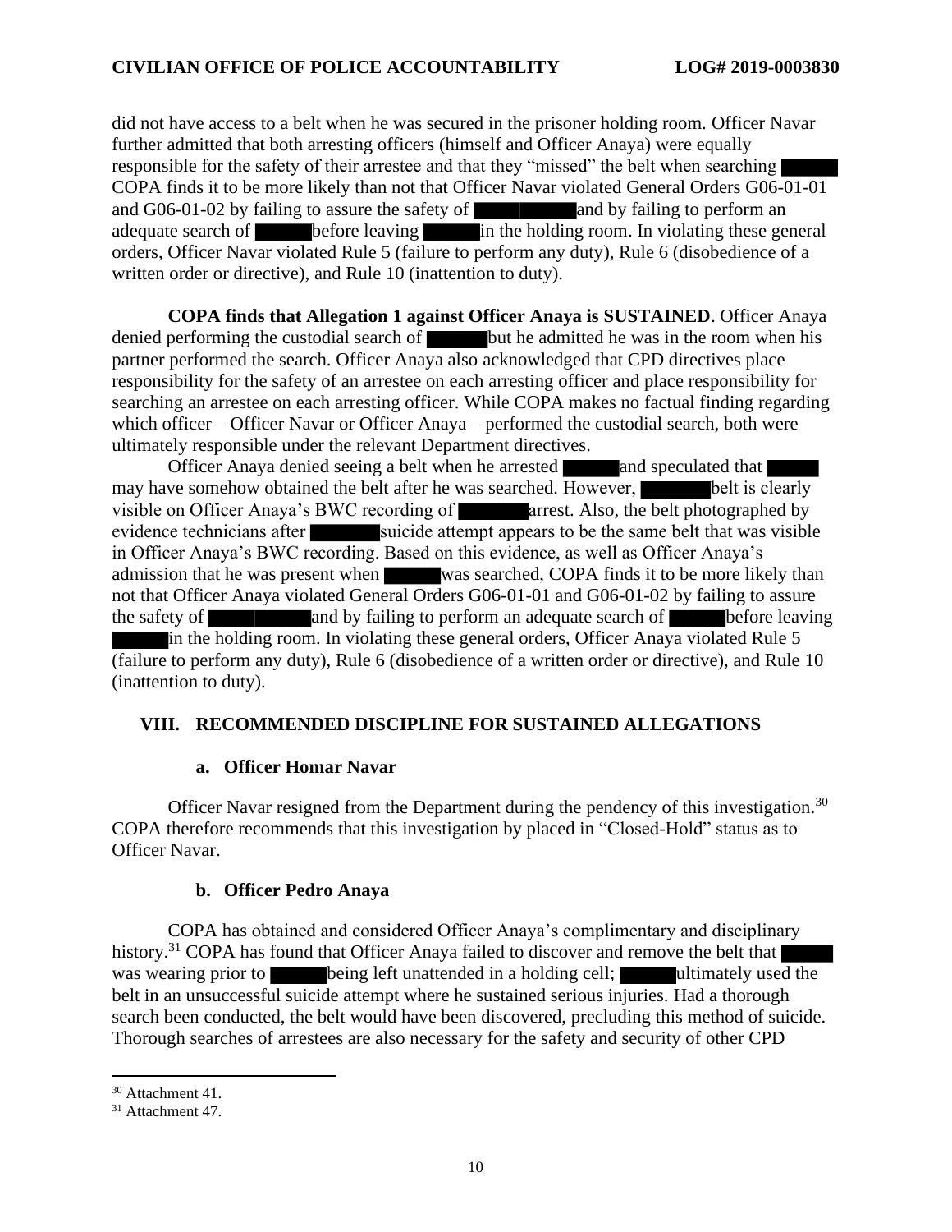did not have access to a belt when he was secured in the prisoner holding room. Officer Navar further admitted that both arresting officers (himself and Officer Anaya) were equally responsible for the safety of their arrestee and that they "missed" the belt when searching ██████. COPA finds it to be more likely than not that Officer Navar violated General Orders G06-01-01 and G06-01-02 by failing to assure the safety of ██████████ and by failing to perform an adequate search of ██████ before leaving ██████ in the holding room. In violating these general orders, Officer Navar violated Rule 5 (failure to perform any duty), Rule 6 (disobedience of a written order or directive), and Rule 10 (inattention to duty).

**COPA finds that Allegation 1 against Officer Anaya is SUSTAINED**. Officer Anaya denied performing the custodial search of ██████ but he admitted he was in the room when his partner performed the search. Officer Anaya also acknowledged that CPD directives place responsibility for the safety of an arrestee on each arresting officer and place responsibility for searching an arrestee on each arresting officer. While COPA makes no factual finding regarding which officer – Officer Navar or Officer Anaya – performed the custodial search, both were ultimately responsible under the relevant Department directives.

Officer Anaya denied seeing a belt when he arrested ██████ and speculated that ██████ may have somehow obtained the belt after he was searched. However, ███████ belt is clearly visible on Officer Anaya's BWC recording of ███████ arrest. Also, the belt photographed by evidence technicians after ███████ suicide attempt appears to be the same belt that was visible in Officer Anaya's BWC recording. Based on this evidence, as well as Officer Anaya's admission that he was present when ██████ was searched, COPA finds it to be more likely than not that Officer Anaya violated General Orders G06-01-01 and G06-01-02 by failing to assure the safety of ██████████ and by failing to perform an adequate search of ██████ before leaving ██████ in the holding room. In violating these general orders, Officer Anaya violated Rule 5 (failure to perform any duty), Rule 6 (disobedience of a written order or directive), and Rule 10 (inattention to duty).

## VIII. RECOMMENDED DISCIPLINE FOR SUSTAINED ALLEGATIONS

### a. Officer Homar Navar

Officer Navar resigned from the Department during the pendency of this investigation.[30] COPA therefore recommends that this investigation by placed in "Closed-Hold" status as to Officer Navar.

### b. Officer Pedro Anaya

COPA has obtained and considered Officer Anaya's complimentary and disciplinary history.[31] COPA has found that Officer Anaya failed to discover and remove the belt that ██████ was wearing prior to ██████ being left unattended in a holding cell; ██████ ultimately used the belt in an unsuccessful suicide attempt where he sustained serious injuries. Had a thorough search been conducted, the belt would have been discovered, precluding this method of suicide. Thorough searches of arrestees are also necessary for the safety and security of other CPD

---

[30] Attachment 41.

[31] Attachment 47.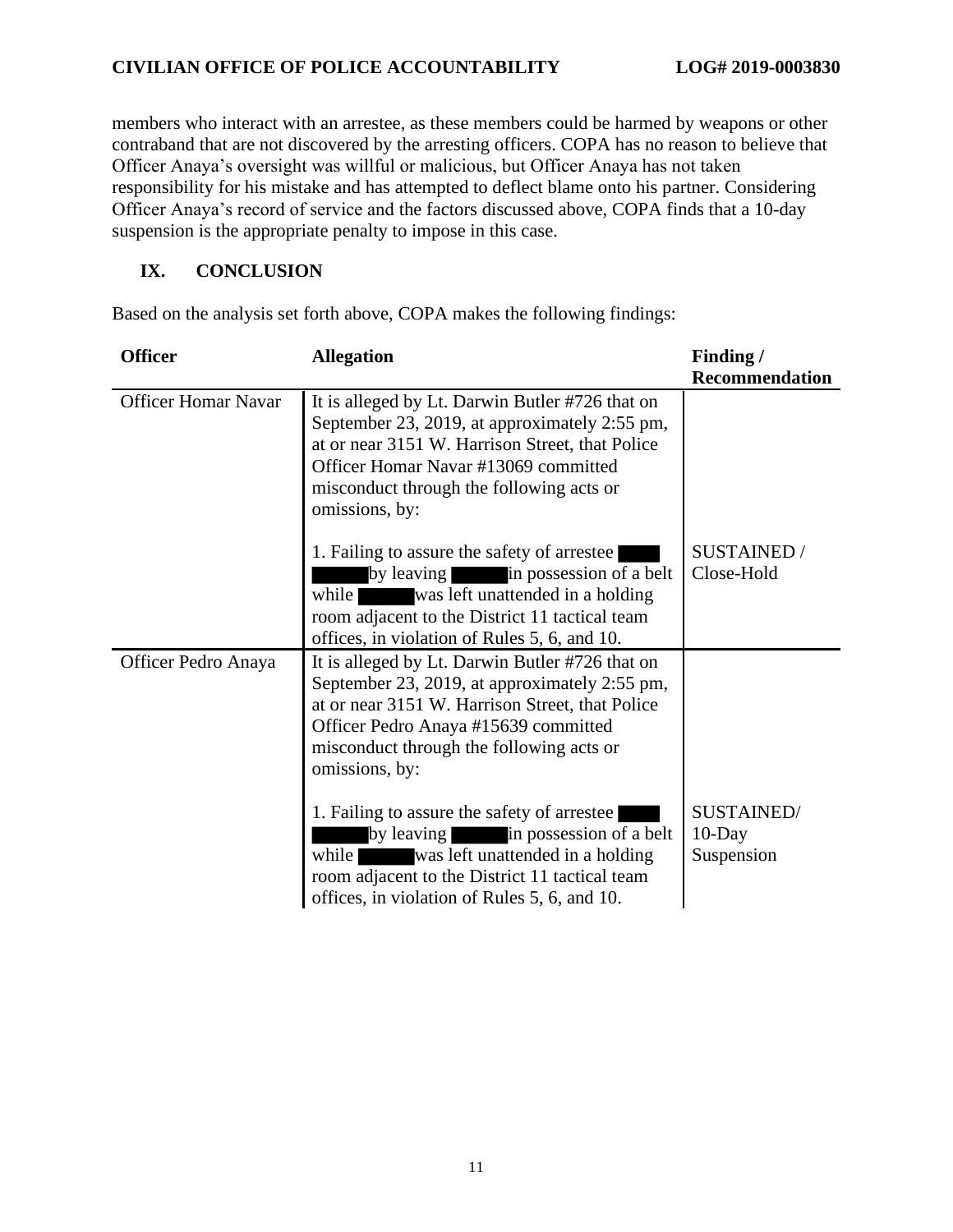members who interact with an arrestee, as these members could be harmed by weapons or other contraband that are not discovered by the arresting officers. COPA has no reason to believe that Officer Anaya's oversight was willful or malicious, but Officer Anaya has not taken responsibility for his mistake and has attempted to deflect blame onto his partner. Considering Officer Anaya's record of service and the factors discussed above, COPA finds that a 10-day suspension is the appropriate penalty to impose in this case.

## IX. CONCLUSION

Based on the analysis set forth above, COPA makes the following findings:

| Officer | Allegation | Finding / Recommendation |
|---|---|---|
| Officer Homar Navar | It is alleged by Lt. Darwin Butler #726 that on September 23, 2019, at approximately 2:55 pm, at or near 3151 W. Harrison Street, that Police Officer Homar Navar #13069 committed misconduct through the following acts or omissions, by: | |
| | 1. Failing to assure the safety of arrestee ████ ████ by leaving ████ in possession of a belt while ████ was left unattended in a holding room adjacent to the District 11 tactical team offices, in violation of Rules 5, 6, and 10. | SUSTAINED / Close-Hold |
| Officer Pedro Anaya | It is alleged by Lt. Darwin Butler #726 that on September 23, 2019, at approximately 2:55 pm, at or near 3151 W. Harrison Street, that Police Officer Pedro Anaya #15639 committed misconduct through the following acts or omissions, by: | |
| | 1. Failing to assure the safety of arrestee ████ ████ by leaving ████ in possession of a belt while ████ was left unattended in a holding room adjacent to the District 11 tactical team offices, in violation of Rules 5, 6, and 10. | SUSTAINED/ 10-Day Suspension |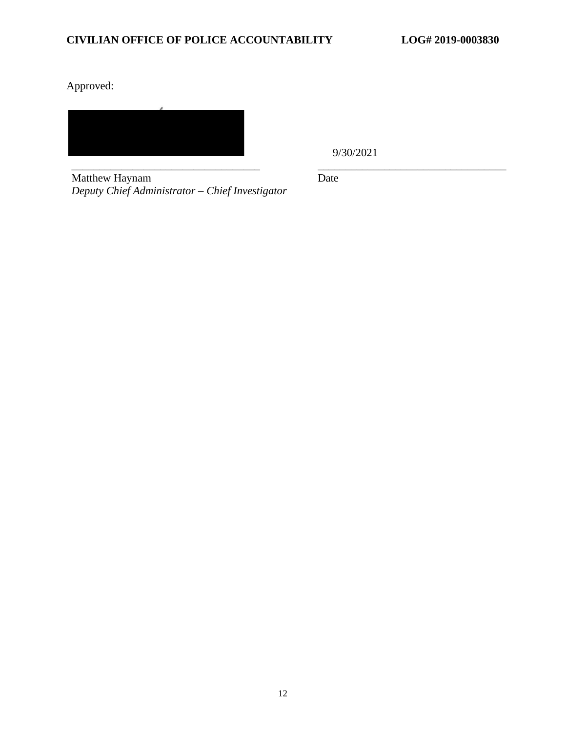Approved:

| | |
|---|---|
| ______________________________ | 9/30/2021 ______________________________ |
| Matthew Haynam *Deputy Chief Administrator – Chief Investigator* | Date |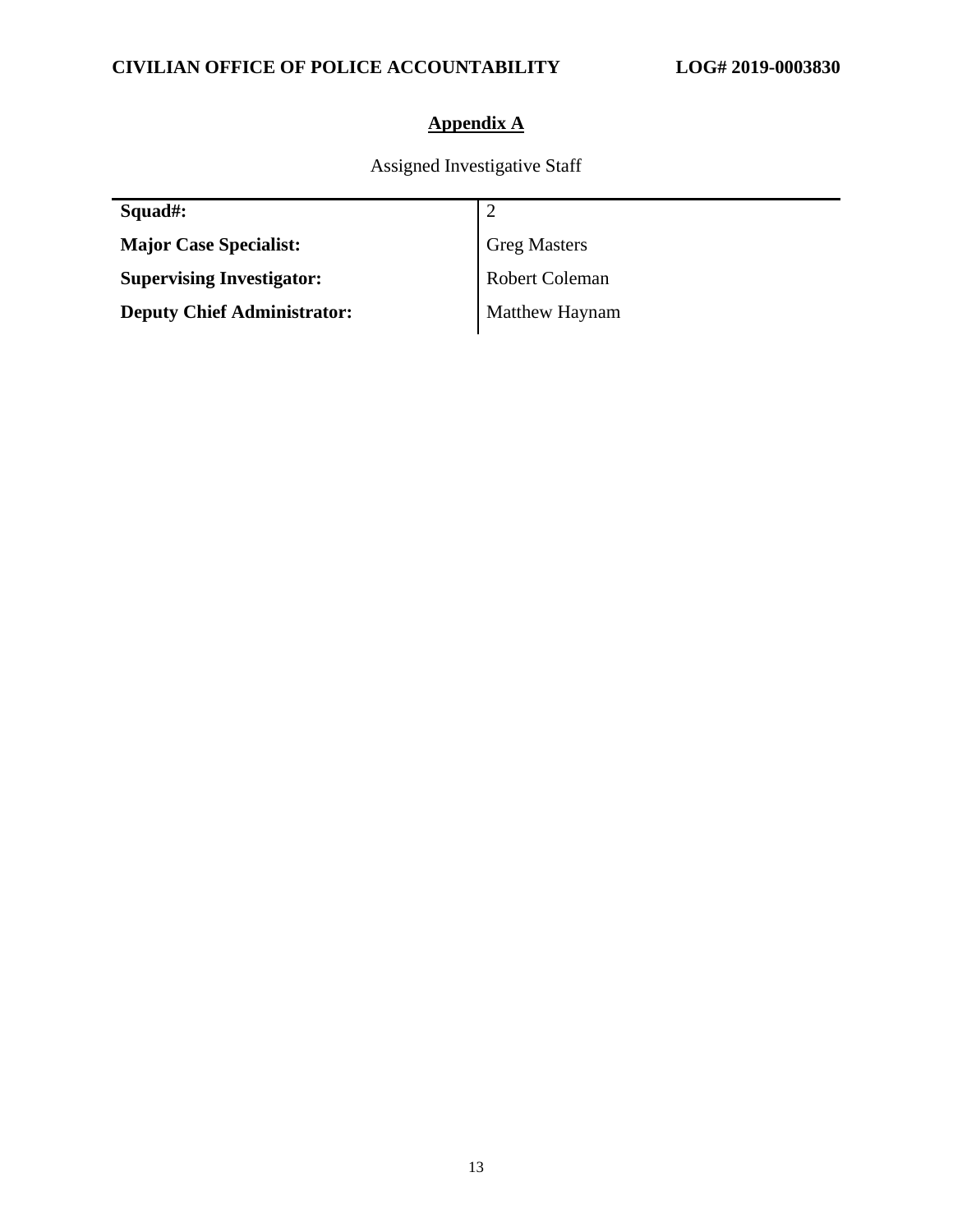## Appendix A

Assigned Investigative Staff

| | |
|---|---|
| **Squad#:** | 2 |
| **Major Case Specialist:** | Greg Masters |
| **Supervising Investigator:** | Robert Coleman |
| **Deputy Chief Administrator:** | Matthew Haynam |